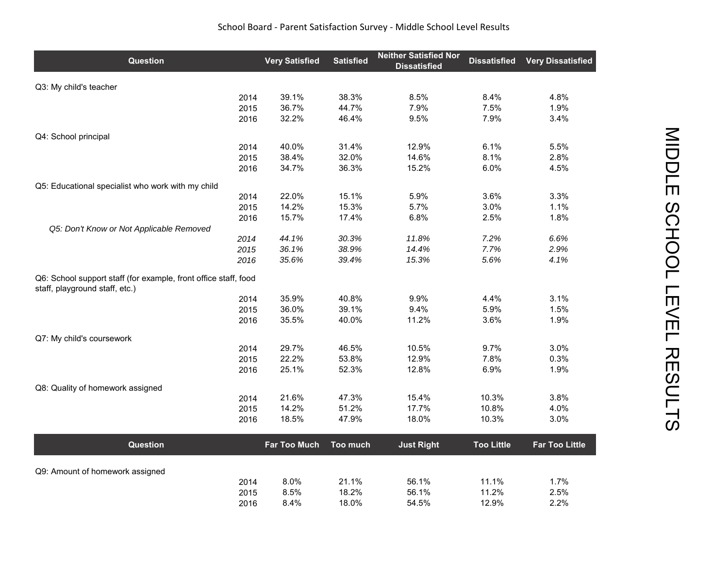School Board - Parent Satisfaction Survey - Middle School Level Results

| Question | | Very Satisfied | Satisfied | Neither Satisfied Nor Dissatisfied | Dissatisfied | Very Dissatisfied |
|---|---|---|---|---|---|---|
| Q3: My child's teacher | | | | | | |
| | 2014 | 39.1% | 38.3% | 8.5% | 8.4% | 4.8% |
| | 2015 | 36.7% | 44.7% | 7.9% | 7.5% | 1.9% |
| | 2016 | 32.2% | 46.4% | 9.5% | 7.9% | 3.4% |
| Q4: School principal | | | | | | |
| | 2014 | 40.0% | 31.4% | 12.9% | 6.1% | 5.5% |
| | 2015 | 38.4% | 32.0% | 14.6% | 8.1% | 2.8% |
| | 2016 | 34.7% | 36.3% | 15.2% | 6.0% | 4.5% |
| Q5: Educational specialist who work with my child | | | | | | |
| | 2014 | 22.0% | 15.1% | 5.9% | 3.6% | 3.3% |
| | 2015 | 14.2% | 15.3% | 5.7% | 3.0% | 1.1% |
| | 2016 | 15.7% | 17.4% | 6.8% | 2.5% | 1.8% |
| *Q5: Don't Know or Not Applicable Removed* | | | | | | |
| | *2014* | *44.1%* | *30.3%* | *11.8%* | *7.2%* | *6.6%* |
| | *2015* | *36.1%* | *38.9%* | *14.4%* | *7.7%* | *2.9%* |
| | *2016* | *35.6%* | *39.4%* | *15.3%* | *5.6%* | *4.1%* |
| Q6: School support staff (for example, front office staff, food staff, playground staff, etc.) | | | | | | |
| | 2014 | 35.9% | 40.8% | 9.9% | 4.4% | 3.1% |
| | 2015 | 36.0% | 39.1% | 9.4% | 5.9% | 1.5% |
| | 2016 | 35.5% | 40.0% | 11.2% | 3.6% | 1.9% |
| Q7: My child's coursework | | | | | | |
| | 2014 | 29.7% | 46.5% | 10.5% | 9.7% | 3.0% |
| | 2015 | 22.2% | 53.8% | 12.9% | 7.8% | 0.3% |
| | 2016 | 25.1% | 52.3% | 12.8% | 6.9% | 1.9% |
| Q8: Quality of homework assigned | | | | | | |
| | 2014 | 21.6% | 47.3% | 15.4% | 10.3% | 3.8% |
| | 2015 | 14.2% | 51.2% | 17.7% | 10.8% | 4.0% |
| | 2016 | 18.5% | 47.9% | 18.0% | 10.3% | 3.0% |

| Question | | Far Too Much | Too much | Just Right | Too Little | Far Too Little |
|---|---|---|---|---|---|---|
| Q9: Amount of homework assigned | | | | | | |
| | 2014 | 8.0% | 21.1% | 56.1% | 11.1% | 1.7% |
| | 2015 | 8.5% | 18.2% | 56.1% | 11.2% | 2.5% |
| | 2016 | 8.4% | 18.0% | 54.5% | 12.9% | 2.2% |

MIDDLE SCHOOL LEVEL RESULTS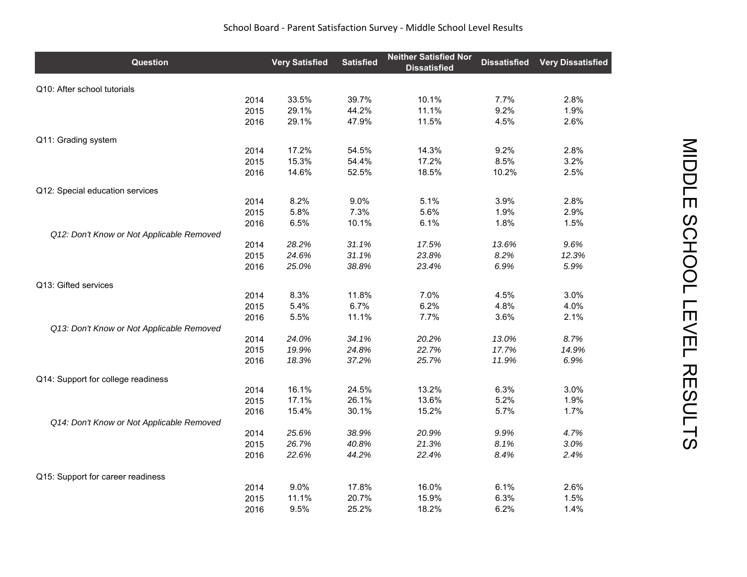School Board - Parent Satisfaction Survey - Middle School Level Results

| Question | | Very Satisfied | Satisfied | Neither Satisfied Nor Dissatisfied | Dissatisfied | Very Dissatisfied |
|---|---|---|---|---|---|---|
| Q10: After school tutorials | | | | | | |
| | 2014 | 33.5% | 39.7% | 10.1% | 7.7% | 2.8% |
| | 2015 | 29.1% | 44.2% | 11.1% | 9.2% | 1.9% |
| | 2016 | 29.1% | 47.9% | 11.5% | 4.5% | 2.6% |
| Q11: Grading system | | | | | | |
| | 2014 | 17.2% | 54.5% | 14.3% | 9.2% | 2.8% |
| | 2015 | 15.3% | 54.4% | 17.2% | 8.5% | 3.2% |
| | 2016 | 14.6% | 52.5% | 18.5% | 10.2% | 2.5% |
| Q12: Special education services | | | | | | |
| | 2014 | 8.2% | 9.0% | 5.1% | 3.9% | 2.8% |
| | 2015 | 5.8% | 7.3% | 5.6% | 1.9% | 2.9% |
| | 2016 | 6.5% | 10.1% | 6.1% | 1.8% | 1.5% |
| *Q12: Don't Know or Not Applicable Removed* | | | | | | |
| | 2014 | *28.2%* | *31.1%* | *17.5%* | *13.6%* | *9.6%* |
| | 2015 | *24.6%* | *31.1%* | *23.8%* | *8.2%* | *12.3%* |
| | 2016 | *25.0%* | *38.8%* | *23.4%* | *6.9%* | *5.9%* |
| Q13: Gifted services | | | | | | |
| | 2014 | 8.3% | 11.8% | 7.0% | 4.5% | 3.0% |
| | 2015 | 5.4% | 6.7% | 6.2% | 4.8% | 4.0% |
| | 2016 | 5.5% | 11.1% | 7.7% | 3.6% | 2.1% |
| *Q13: Don't Know or Not Applicable Removed* | | | | | | |
| | 2014 | *24.0%* | *34.1%* | *20.2%* | *13.0%* | *8.7%* |
| | 2015 | *19.9%* | *24.8%* | *22.7%* | *17.7%* | *14.9%* |
| | 2016 | *18.3%* | *37.2%* | *25.7%* | *11.9%* | *6.9%* |
| Q14: Support for college readiness | | | | | | |
| | 2014 | 16.1% | 24.5% | 13.2% | 6.3% | 3.0% |
| | 2015 | 17.1% | 26.1% | 13.6% | 5.2% | 1.9% |
| | 2016 | 15.4% | 30.1% | 15.2% | 5.7% | 1.7% |
| *Q14: Don't Know or Not Applicable Removed* | | | | | | |
| | 2014 | *25.6%* | *38.9%* | *20.9%* | *9.9%* | *4.7%* |
| | 2015 | *26.7%* | *40.8%* | *21.3%* | *8.1%* | *3.0%* |
| | 2016 | *22.6%* | *44.2%* | *22.4%* | *8.4%* | *2.4%* |
| Q15: Support for career readiness | | | | | | |
| | 2014 | 9.0% | 17.8% | 16.0% | 6.1% | 2.6% |
| | 2015 | 11.1% | 20.7% | 15.9% | 6.3% | 1.5% |
| | 2016 | 9.5% | 25.2% | 18.2% | 6.2% | 1.4% |

MIDDLE SCHOOL LEVEL RESULTS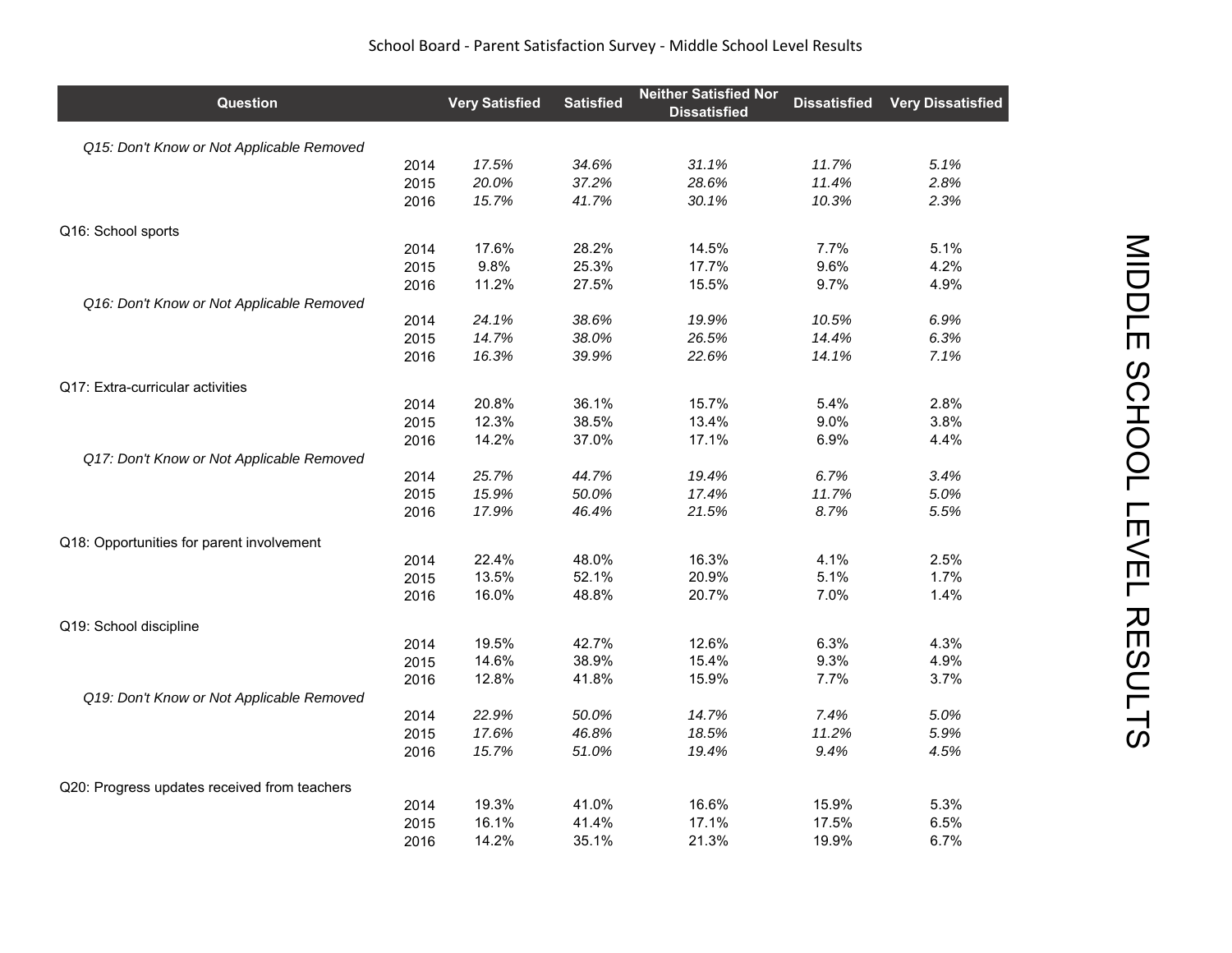School Board - Parent Satisfaction Survey - Middle School Level Results

MIDDLE SCHOOL LEVEL RESULTS

| Question | | Very Satisfied | Satisfied | Neither Satisfied Nor Dissatisfied | Dissatisfied | Very Dissatisfied |
|---|---|---|---|---|---|---|
| *Q15: Don't Know or Not Applicable Removed* | | | | | | |
| | 2014 | *17.5%* | *34.6%* | *31.1%* | *11.7%* | *5.1%* |
| | 2015 | *20.0%* | *37.2%* | *28.6%* | *11.4%* | *2.8%* |
| | 2016 | *15.7%* | *41.7%* | *30.1%* | *10.3%* | *2.3%* |
| Q16: School sports | | | | | | |
| | 2014 | 17.6% | 28.2% | 14.5% | 7.7% | 5.1% |
| | 2015 | 9.8% | 25.3% | 17.7% | 9.6% | 4.2% |
| | 2016 | 11.2% | 27.5% | 15.5% | 9.7% | 4.9% |
| *Q16: Don't Know or Not Applicable Removed* | | | | | | |
| | 2014 | *24.1%* | *38.6%* | *19.9%* | *10.5%* | *6.9%* |
| | 2015 | *14.7%* | *38.0%* | *26.5%* | *14.4%* | *6.3%* |
| | 2016 | *16.3%* | *39.9%* | *22.6%* | *14.1%* | *7.1%* |
| Q17: Extra-curricular activities | | | | | | |
| | 2014 | 20.8% | 36.1% | 15.7% | 5.4% | 2.8% |
| | 2015 | 12.3% | 38.5% | 13.4% | 9.0% | 3.8% |
| | 2016 | 14.2% | 37.0% | 17.1% | 6.9% | 4.4% |
| *Q17: Don't Know or Not Applicable Removed* | | | | | | |
| | 2014 | *25.7%* | *44.7%* | *19.4%* | *6.7%* | *3.4%* |
| | 2015 | *15.9%* | *50.0%* | *17.4%* | *11.7%* | *5.0%* |
| | 2016 | *17.9%* | *46.4%* | *21.5%* | *8.7%* | *5.5%* |
| Q18: Opportunities for parent involvement | | | | | | |
| | 2014 | 22.4% | 48.0% | 16.3% | 4.1% | 2.5% |
| | 2015 | 13.5% | 52.1% | 20.9% | 5.1% | 1.7% |
| | 2016 | 16.0% | 48.8% | 20.7% | 7.0% | 1.4% |
| Q19: School discipline | | | | | | |
| | 2014 | 19.5% | 42.7% | 12.6% | 6.3% | 4.3% |
| | 2015 | 14.6% | 38.9% | 15.4% | 9.3% | 4.9% |
| | 2016 | 12.8% | 41.8% | 15.9% | 7.7% | 3.7% |
| *Q19: Don't Know or Not Applicable Removed* | | | | | | |
| | 2014 | *22.9%* | *50.0%* | *14.7%* | *7.4%* | *5.0%* |
| | 2015 | *17.6%* | *46.8%* | *18.5%* | *11.2%* | *5.9%* |
| | 2016 | *15.7%* | *51.0%* | *19.4%* | *9.4%* | *4.5%* |
| Q20: Progress updates received from teachers | | | | | | |
| | 2014 | 19.3% | 41.0% | 16.6% | 15.9% | 5.3% |
| | 2015 | 16.1% | 41.4% | 17.1% | 17.5% | 6.5% |
| | 2016 | 14.2% | 35.1% | 21.3% | 19.9% | 6.7% |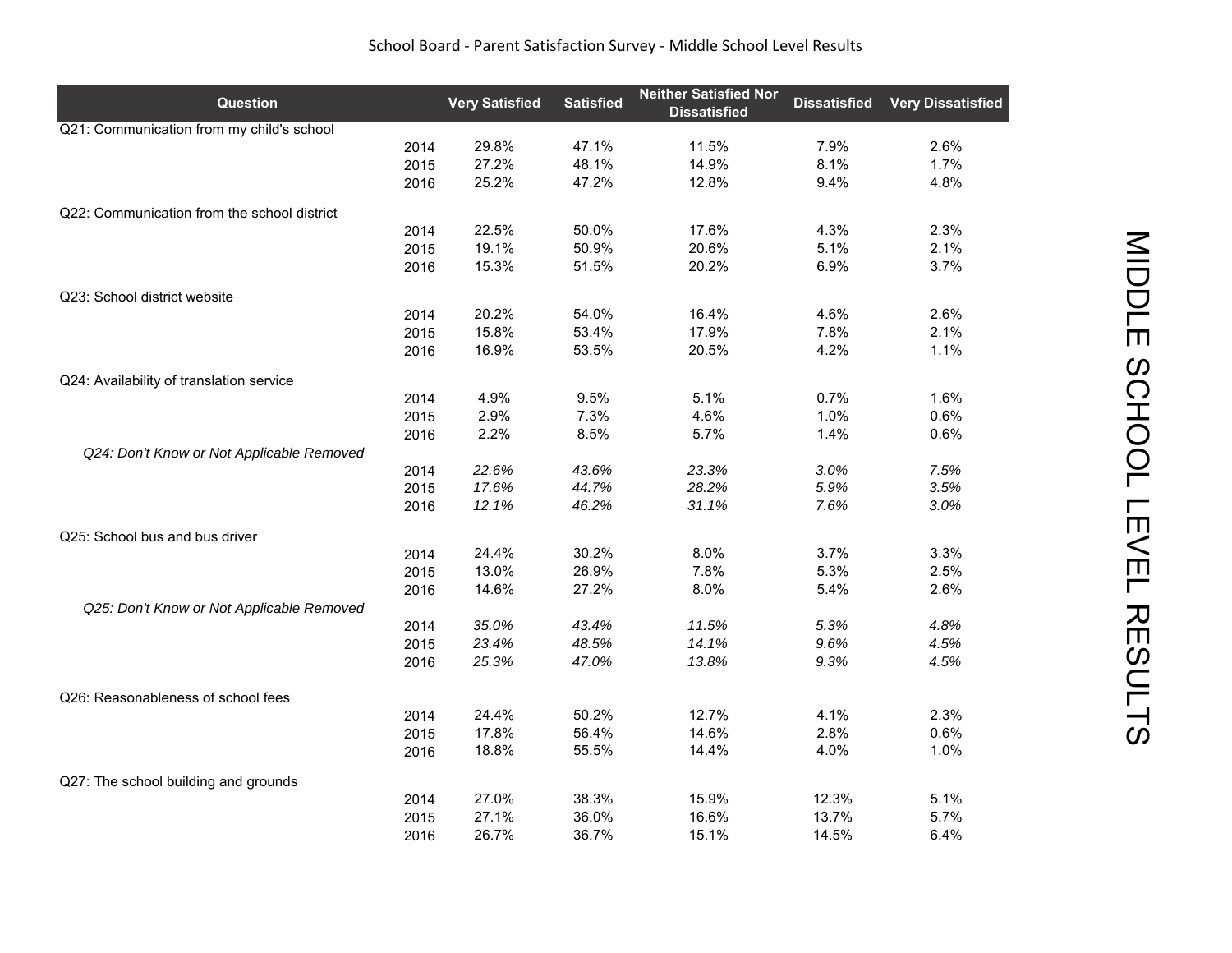School Board - Parent Satisfaction Survey - Middle School Level Results

| Question | | Very Satisfied | Satisfied | Neither Satisfied Nor Dissatisfied | Dissatisfied | Very Dissatisfied |
|---|---|---|---|---|---|---|
| Q21: Communication from my child's school | | | | | | |
| | 2014 | 29.8% | 47.1% | 11.5% | 7.9% | 2.6% |
| | 2015 | 27.2% | 48.1% | 14.9% | 8.1% | 1.7% |
| | 2016 | 25.2% | 47.2% | 12.8% | 9.4% | 4.8% |
| Q22: Communication from the school district | | | | | | |
| | 2014 | 22.5% | 50.0% | 17.6% | 4.3% | 2.3% |
| | 2015 | 19.1% | 50.9% | 20.6% | 5.1% | 2.1% |
| | 2016 | 15.3% | 51.5% | 20.2% | 6.9% | 3.7% |
| Q23: School district website | | | | | | |
| | 2014 | 20.2% | 54.0% | 16.4% | 4.6% | 2.6% |
| | 2015 | 15.8% | 53.4% | 17.9% | 7.8% | 2.1% |
| | 2016 | 16.9% | 53.5% | 20.5% | 4.2% | 1.1% |
| Q24: Availability of translation service | | | | | | |
| | 2014 | 4.9% | 9.5% | 5.1% | 0.7% | 1.6% |
| | 2015 | 2.9% | 7.3% | 4.6% | 1.0% | 0.6% |
| | 2016 | 2.2% | 8.5% | 5.7% | 1.4% | 0.6% |
| *Q24: Don't Know or Not Applicable Removed* | | | | | | |
| | 2014 | *22.6%* | *43.6%* | *23.3%* | *3.0%* | *7.5%* |
| | 2015 | *17.6%* | *44.7%* | *28.2%* | *5.9%* | *3.5%* |
| | 2016 | *12.1%* | *46.2%* | *31.1%* | *7.6%* | *3.0%* |
| Q25: School bus and bus driver | | | | | | |
| | 2014 | 24.4% | 30.2% | 8.0% | 3.7% | 3.3% |
| | 2015 | 13.0% | 26.9% | 7.8% | 5.3% | 2.5% |
| | 2016 | 14.6% | 27.2% | 8.0% | 5.4% | 2.6% |
| *Q25: Don't Know or Not Applicable Removed* | | | | | | |
| | 2014 | *35.0%* | *43.4%* | *11.5%* | *5.3%* | *4.8%* |
| | 2015 | *23.4%* | *48.5%* | *14.1%* | *9.6%* | *4.5%* |
| | 2016 | *25.3%* | *47.0%* | *13.8%* | *9.3%* | *4.5%* |
| Q26: Reasonableness of school fees | | | | | | |
| | 2014 | 24.4% | 50.2% | 12.7% | 4.1% | 2.3% |
| | 2015 | 17.8% | 56.4% | 14.6% | 2.8% | 0.6% |
| | 2016 | 18.8% | 55.5% | 14.4% | 4.0% | 1.0% |
| Q27: The school building and grounds | | | | | | |
| | 2014 | 27.0% | 38.3% | 15.9% | 12.3% | 5.1% |
| | 2015 | 27.1% | 36.0% | 16.6% | 13.7% | 5.7% |
| | 2016 | 26.7% | 36.7% | 15.1% | 14.5% | 6.4% |

MIDDLE SCHOOL LEVEL RESULTS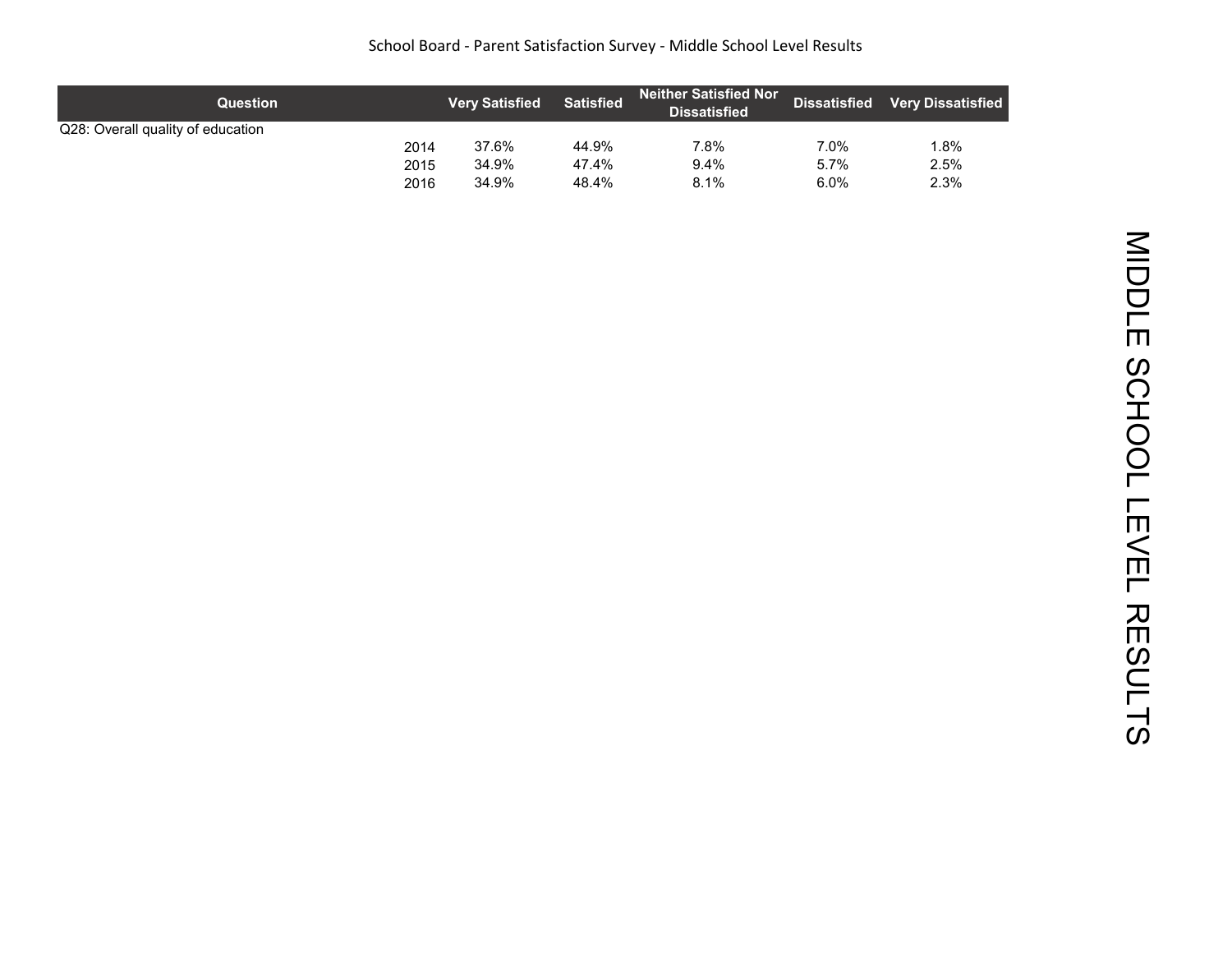School Board - Parent Satisfaction Survey - Middle School Level Results

| Question | | Very Satisfied | Satisfied | Neither Satisfied Nor Dissatisfied | Dissatisfied | Very Dissatisfied |
|---|---|---|---|---|---|---|
| Q28: Overall quality of education | | | | | | |
| | 2014 | 37.6% | 44.9% | 7.8% | 7.0% | 1.8% |
| | 2015 | 34.9% | 47.4% | 9.4% | 5.7% | 2.5% |
| | 2016 | 34.9% | 48.4% | 8.1% | 6.0% | 2.3% |

MIDDLE SCHOOL LEVEL RESULTS